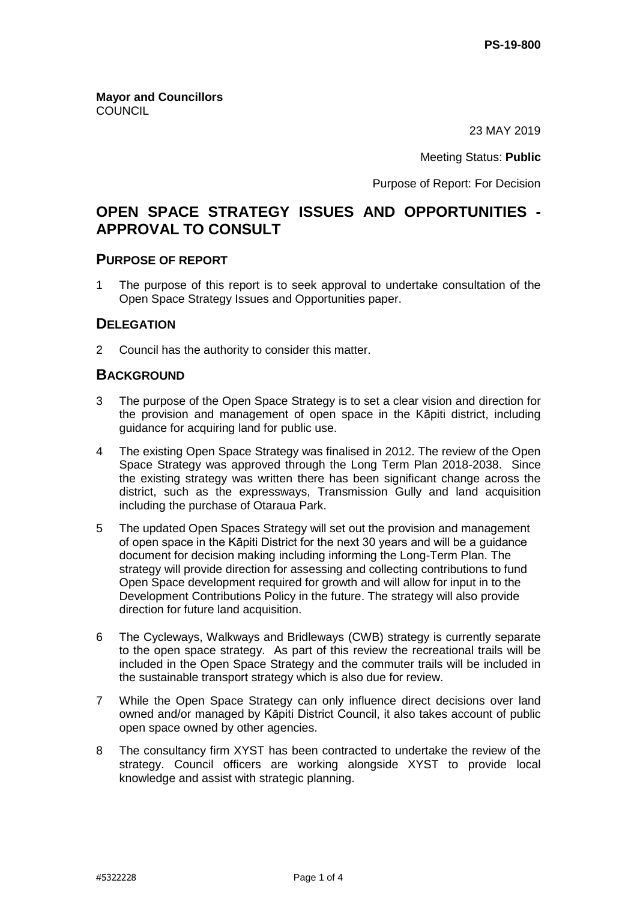PS-19-800

**Mayor and Councillors**
COUNCIL

23 MAY 2019

Meeting Status: **Public**

Purpose of Report: For Decision

# OPEN SPACE STRATEGY ISSUES AND OPPORTUNITIES - APPROVAL TO CONSULT

## PURPOSE OF REPORT

1 The purpose of this report is to seek approval to undertake consultation of the Open Space Strategy Issues and Opportunities paper.

## DELEGATION

2 Council has the authority to consider this matter.

## BACKGROUND

3 The purpose of the Open Space Strategy is to set a clear vision and direction for the provision and management of open space in the Kāpiti district, including guidance for acquiring land for public use.

4 The existing Open Space Strategy was finalised in 2012. The review of the Open Space Strategy was approved through the Long Term Plan 2018-2038. Since the existing strategy was written there has been significant change across the district, such as the expressways, Transmission Gully and land acquisition including the purchase of Otaraua Park.

5 The updated Open Spaces Strategy will set out the provision and management of open space in the Kāpiti District for the next 30 years and will be a guidance document for decision making including informing the Long-Term Plan. The strategy will provide direction for assessing and collecting contributions to fund Open Space development required for growth and will allow for input in to the Development Contributions Policy in the future. The strategy will also provide direction for future land acquisition.

6 The Cycleways, Walkways and Bridleways (CWB) strategy is currently separate to the open space strategy. As part of this review the recreational trails will be included in the Open Space Strategy and the commuter trails will be included in the sustainable transport strategy which is also due for review.

7 While the Open Space Strategy can only influence direct decisions over land owned and/or managed by Kāpiti District Council, it also takes account of public open space owned by other agencies.

8 The consultancy firm XYST has been contracted to undertake the review of the strategy. Council officers are working alongside XYST to provide local knowledge and assist with strategic planning.

#5322228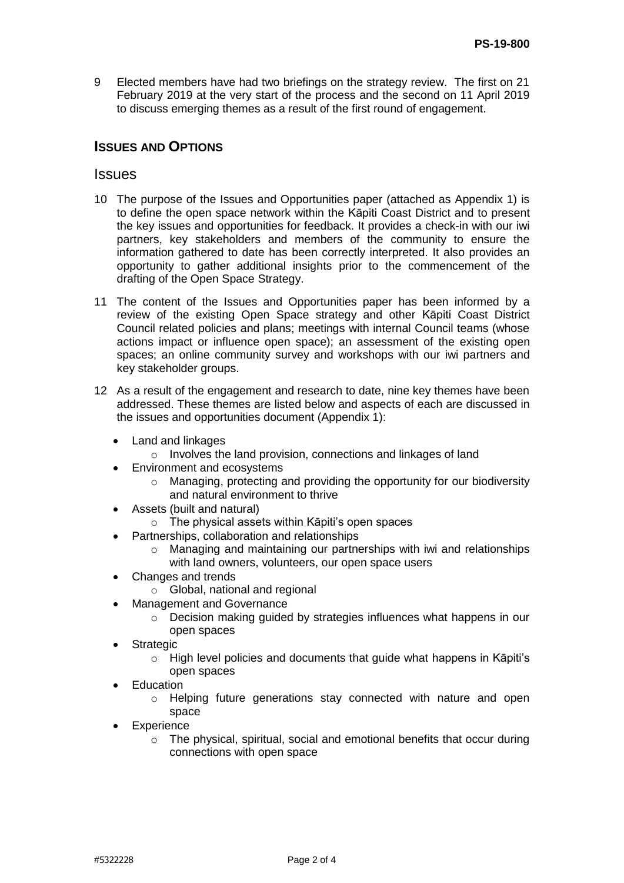9 Elected members have had two briefings on the strategy review. The first on 21 February 2019 at the very start of the process and the second on 11 April 2019 to discuss emerging themes as a result of the first round of engagement.

## ISSUES AND OPTIONS

### Issues

10 The purpose of the Issues and Opportunities paper (attached as Appendix 1) is to define the open space network within the Kāpiti Coast District and to present the key issues and opportunities for feedback. It provides a check-in with our iwi partners, key stakeholders and members of the community to ensure the information gathered to date has been correctly interpreted. It also provides an opportunity to gather additional insights prior to the commencement of the drafting of the Open Space Strategy.

11 The content of the Issues and Opportunities paper has been informed by a review of the existing Open Space strategy and other Kāpiti Coast District Council related policies and plans; meetings with internal Council teams (whose actions impact or influence open space); an assessment of the existing open spaces; an online community survey and workshops with our iwi partners and key stakeholder groups.

12 As a result of the engagement and research to date, nine key themes have been addressed. These themes are listed below and aspects of each are discussed in the issues and opportunities document (Appendix 1):

- Land and linkages
  - Involves the land provision, connections and linkages of land
- Environment and ecosystems
  - Managing, protecting and providing the opportunity for our biodiversity and natural environment to thrive
- Assets (built and natural)
  - The physical assets within Kāpiti's open spaces
- Partnerships, collaboration and relationships
  - Managing and maintaining our partnerships with iwi and relationships with land owners, volunteers, our open space users
- Changes and trends
  - Global, national and regional
- Management and Governance
  - Decision making guided by strategies influences what happens in our open spaces
- Strategic
  - High level policies and documents that guide what happens in Kāpiti's open spaces
- Education
  - Helping future generations stay connected with nature and open space
- Experience
  - The physical, spiritual, social and emotional benefits that occur during connections with open space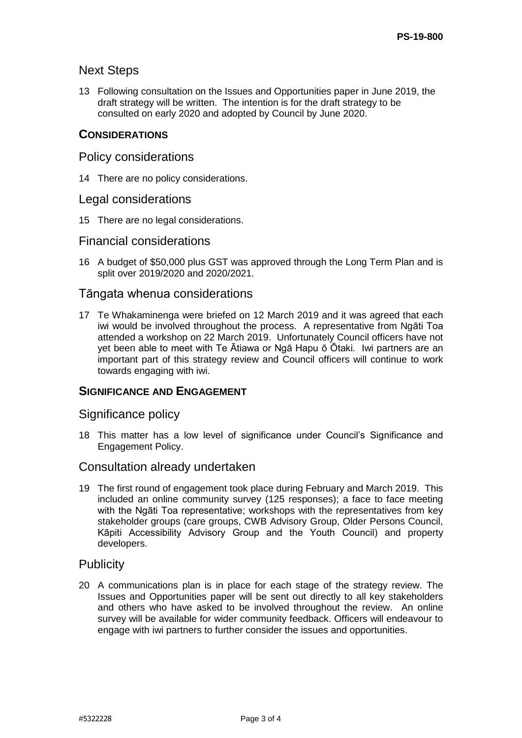## Next Steps

13 Following consultation on the Issues and Opportunities paper in June 2019, the draft strategy will be written. The intention is for the draft strategy to be consulted on early 2020 and adopted by Council by June 2020.

### CONSIDERATIONS

## Policy considerations

14 There are no policy considerations.

## Legal considerations

15 There are no legal considerations.

## Financial considerations

16 A budget of $50,000 plus GST was approved through the Long Term Plan and is split over 2019/2020 and 2020/2021.

## Tāngata whenua considerations

17 Te Whakaminenga were briefed on 12 March 2019 and it was agreed that each iwi would be involved throughout the process. A representative from Ngāti Toa attended a workshop on 22 March 2019. Unfortunately Council officers have not yet been able to meet with Te Ātiawa or Ngā Hapu ō Ōtaki. Iwi partners are an important part of this strategy review and Council officers will continue to work towards engaging with iwi.

### SIGNIFICANCE AND ENGAGEMENT

## Significance policy

18 This matter has a low level of significance under Council's Significance and Engagement Policy.

## Consultation already undertaken

19 The first round of engagement took place during February and March 2019. This included an online community survey (125 responses); a face to face meeting with the Ngāti Toa representative; workshops with the representatives from key stakeholder groups (care groups, CWB Advisory Group, Older Persons Council, Kāpiti Accessibility Advisory Group and the Youth Council) and property developers.

## Publicity

20 A communications plan is in place for each stage of the strategy review. The Issues and Opportunities paper will be sent out directly to all key stakeholders and others who have asked to be involved throughout the review. An online survey will be available for wider community feedback. Officers will endeavour to engage with iwi partners to further consider the issues and opportunities.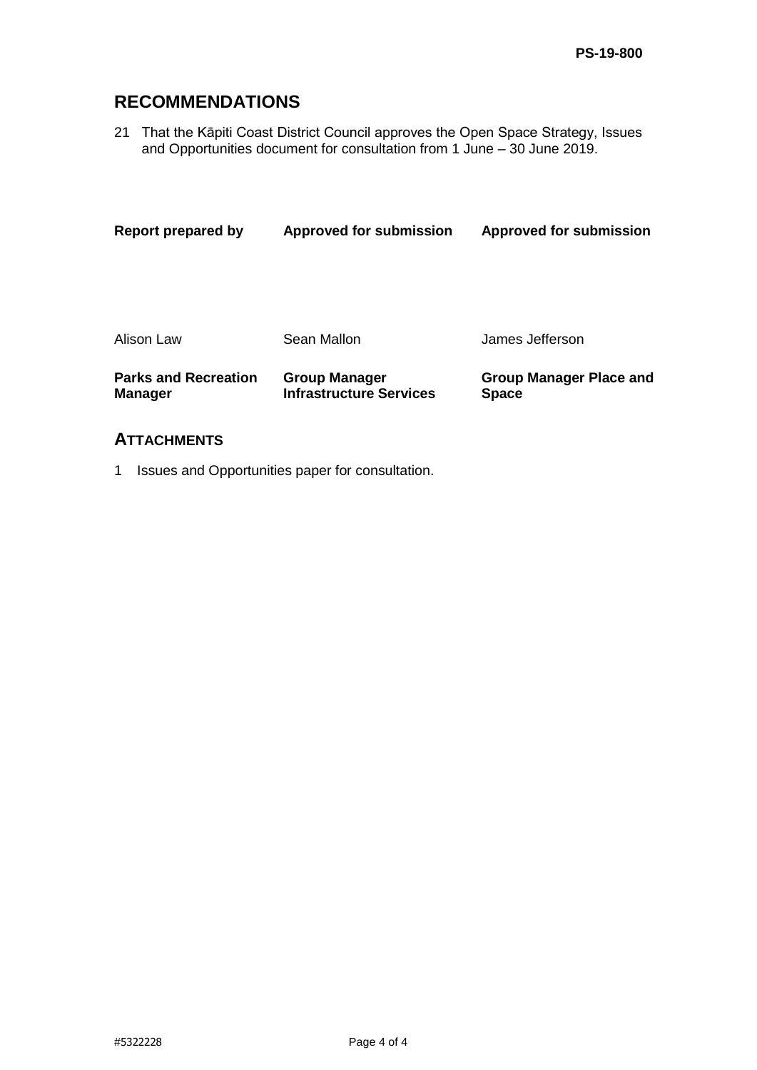## RECOMMENDATIONS

21 That the Kāpiti Coast District Council approves the Open Space Strategy, Issues and Opportunities document for consultation from 1 June – 30 June 2019.

| Report prepared by | Approved for submission | Approved for submission |
|---|---|---|
| Alison Law | Sean Mallon | James Jefferson |
| **Parks and Recreation Manager** | **Group Manager Infrastructure Services** | **Group Manager Place and Space** |

## ATTACHMENTS

1 Issues and Opportunities paper for consultation.